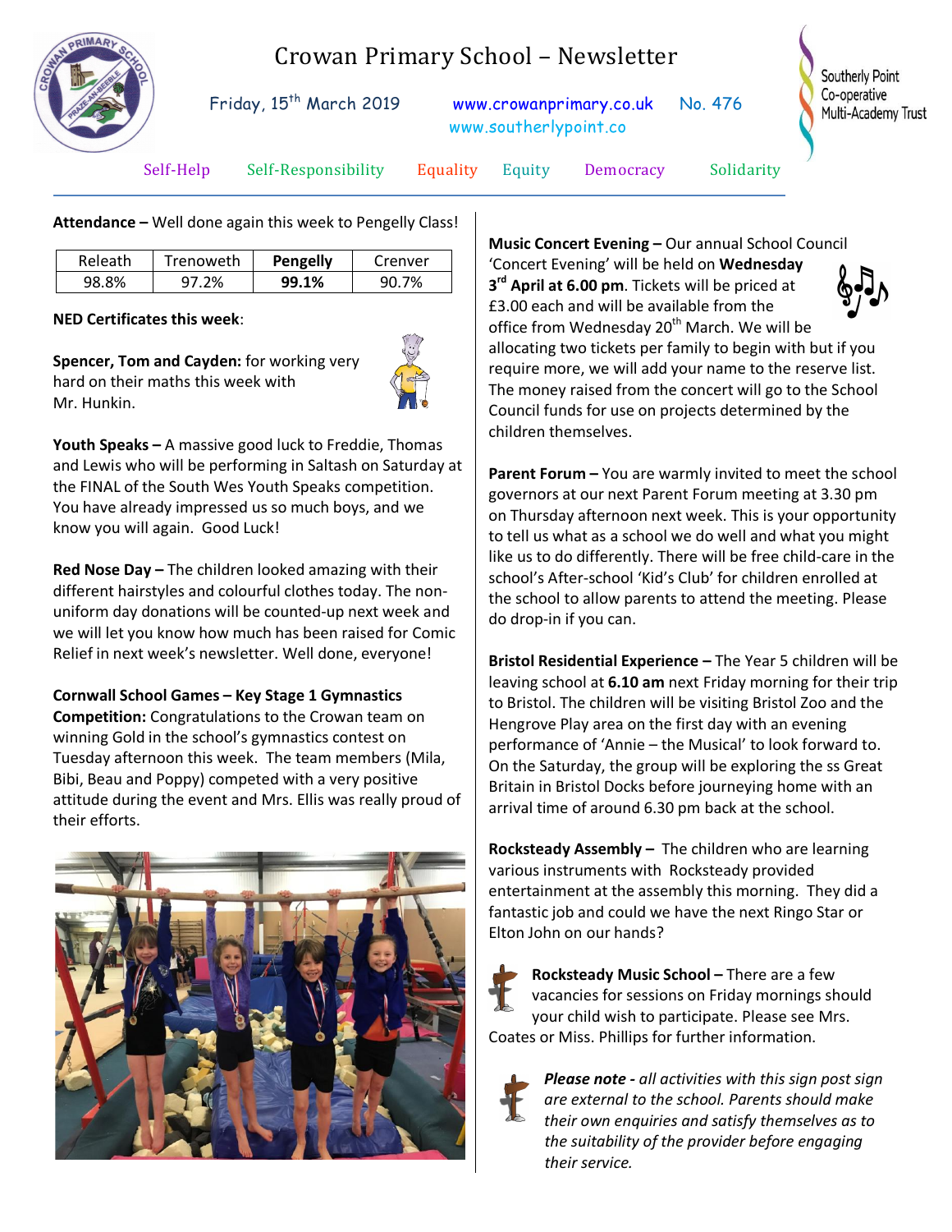# Crowan Primary School – Newsletter

Friday, 15th March 2019 www.crowanprimary.co.uk No. 476
www.southerlypoint.co

Southerly Point Co-operative Multi-Academy Trust

Self-Help Self-Responsibility Equality Equity Democracy Solidarity

**Attendance –** Well done again this week to Pengelly Class!

| Releath | Trenoweth | **Pengelly** | Crenver |
|---|---|---|---|
| 98.8% | 97.2% | **99.1%** | 90.7% |

**NED Certificates this week**:

**Spencer, Tom and Cayden:** for working very hard on their maths this week with Mr. Hunkin.

**Youth Speaks –** A massive good luck to Freddie, Thomas and Lewis who will be performing in Saltash on Saturday at the FINAL of the South Wes Youth Speaks competition. You have already impressed us so much boys, and we know you will again. Good Luck!

**Red Nose Day –** The children looked amazing with their different hairstyles and colourful clothes today. The non-uniform day donations will be counted-up next week and we will let you know how much has been raised for Comic Relief in next week's newsletter. Well done, everyone!

**Cornwall School Games – Key Stage 1 Gymnastics Competition:** Congratulations to the Crowan team on winning Gold in the school's gymnastics contest on Tuesday afternoon this week. The team members (Mila, Bibi, Beau and Poppy) competed with a very positive attitude during the event and Mrs. Ellis was really proud of their efforts.

**Music Concert Evening –** Our annual School Council 'Concert Evening' will be held on **Wednesday 3rd April at 6.00 pm**. Tickets will be priced at £3.00 each and will be available from the office from Wednesday 20th March. We will be allocating two tickets per family to begin with but if you require more, we will add your name to the reserve list. The money raised from the concert will go to the School Council funds for use on projects determined by the children themselves.

**Parent Forum –** You are warmly invited to meet the school governors at our next Parent Forum meeting at 3.30 pm on Thursday afternoon next week. This is your opportunity to tell us what as a school we do well and what you might like us to do differently. There will be free child-care in the school's After-school 'Kid's Club' for children enrolled at the school to allow parents to attend the meeting. Please do drop-in if you can.

**Bristol Residential Experience –** The Year 5 children will be leaving school at **6.10 am** next Friday morning for their trip to Bristol. The children will be visiting Bristol Zoo and the Hengrove Play area on the first day with an evening performance of 'Annie – the Musical' to look forward to. On the Saturday, the group will be exploring the ss Great Britain in Bristol Docks before journeying home with an arrival time of around 6.30 pm back at the school.

**Rocksteady Assembly –** The children who are learning various instruments with Rocksteady provided entertainment at the assembly this morning. They did a fantastic job and could we have the next Ringo Star or Elton John on our hands?

**Rocksteady Music School –** There are a few vacancies for sessions on Friday mornings should your child wish to participate. Please see Mrs. Coates or Miss. Phillips for further information.

***Please note** - all activities with this sign post sign are external to the school. Parents should make their own enquiries and satisfy themselves as to the suitability of the provider before engaging their service.*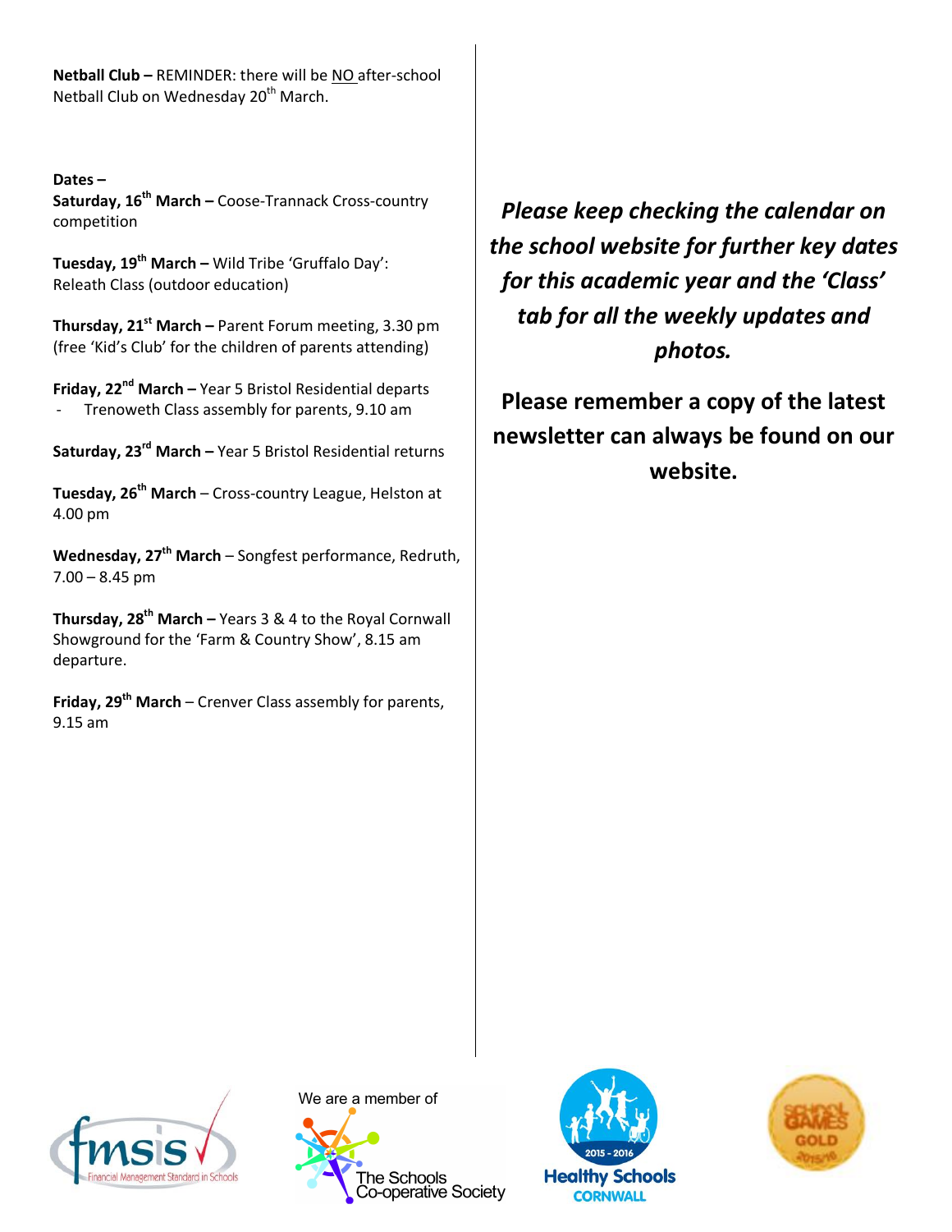**Netball Club –** REMINDER: there will be NO after-school Netball Club on Wednesday 20th March.

**Dates –**

**Saturday, 16th March –** Coose-Trannack Cross-country competition

**Tuesday, 19th March –** Wild Tribe 'Gruffalo Day': Releath Class (outdoor education)

**Thursday, 21st March –** Parent Forum meeting, 3.30 pm (free 'Kid's Club' for the children of parents attending)

**Friday, 22nd March –** Year 5 Bristol Residential departs

- Trenoweth Class assembly for parents, 9.10 am

**Saturday, 23rd March –** Year 5 Bristol Residential returns

**Tuesday, 26th March** – Cross-country League, Helston at 4.00 pm

**Wednesday, 27th March** – Songfest performance, Redruth, 7.00 – 8.45 pm

**Thursday, 28th March –** Years 3 & 4 to the Royal Cornwall Showground for the 'Farm & Country Show', 8.15 am departure.

**Friday, 29th March** – Crenver Class assembly for parents, 9.15 am

***Please keep checking the calendar on the school website for further key dates for this academic year and the 'Class' tab for all the weekly updates and photos.***

**Please remember a copy of the latest newsletter can always be found on our website.**

fmsis Financial Management Standard in Schools

We are a member of The Schools Co-operative Society

2015 - 2016 Healthy Schools CORNWALL

School Games GOLD 2015/16